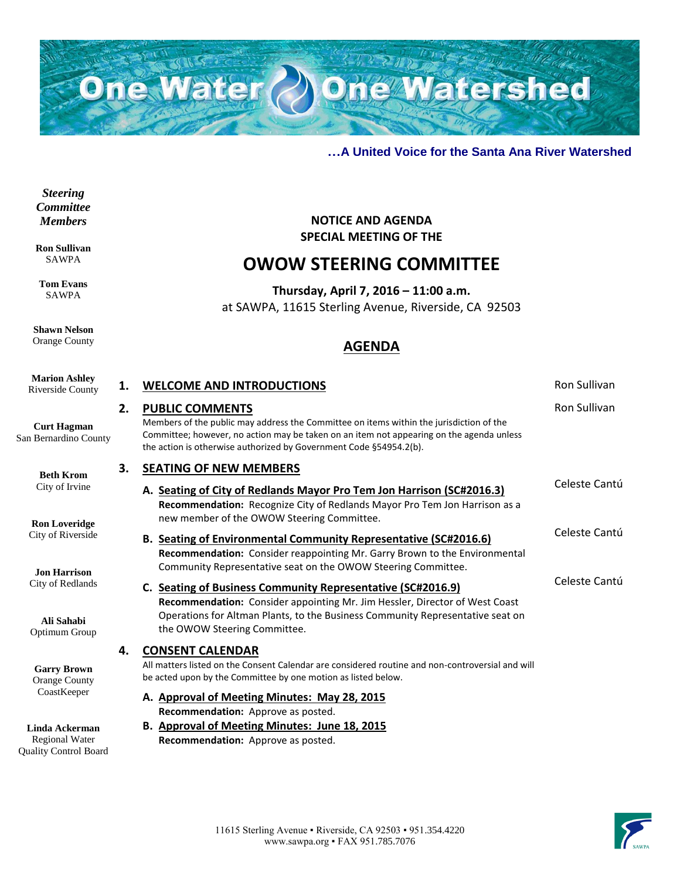# One Water One Watershed

**…A United Voice for the Santa Ana River Watershed**

*Steering Committee Members*

**Ron Sullivan**
SAWPA

**Tom Evans**
SAWPA

**Shawn Nelson**
Orange County

**Marion Ashley**
Riverside County

**Curt Hagman**
San Bernardino County

**Beth Krom**
City of Irvine

**Ron Loveridge**
City of Riverside

**Jon Harrison**
City of Redlands

**Ali Sahabi**
Optimum Group

**Garry Brown**
Orange County CoastKeeper

**Linda Ackerman**
Regional Water Quality Control Board

**NOTICE AND AGENDA**
**SPECIAL MEETING OF THE**

## OWOW STEERING COMMITTEE

**Thursday, April 7, 2016 – 11:00 a.m.**
at SAWPA, 11615 Sterling Avenue, Riverside, CA 92503

## AGENDA

**1. WELCOME AND INTRODUCTIONS** — Ron Sullivan

**2. PUBLIC COMMENTS** — Ron Sullivan

Members of the public may address the Committee on items within the jurisdiction of the Committee; however, no action may be taken on an item not appearing on the agenda unless the action is otherwise authorized by Government Code §54954.2(b).

**3. SEATING OF NEW MEMBERS**

**A. Seating of City of Redlands Mayor Pro Tem Jon Harrison (SC#2016.3)** — Celeste Cantú
**Recommendation:** Recognize City of Redlands Mayor Pro Tem Jon Harrison as a new member of the OWOW Steering Committee.

**B. Seating of Environmental Community Representative (SC#2016.6)** — Celeste Cantú
**Recommendation:** Consider reappointing Mr. Garry Brown to the Environmental Community Representative seat on the OWOW Steering Committee.

**C. Seating of Business Community Representative (SC#2016.9)** — Celeste Cantú
**Recommendation:** Consider appointing Mr. Jim Hessler, Director of West Coast Operations for Altman Plants, to the Business Community Representative seat on the OWOW Steering Committee.

**4. CONSENT CALENDAR**

All matters listed on the Consent Calendar are considered routine and non-controversial and will be acted upon by the Committee by one motion as listed below.

**A. Approval of Meeting Minutes: May 28, 2015**
**Recommendation:** Approve as posted.

**B. Approval of Meeting Minutes: June 18, 2015**
**Recommendation:** Approve as posted.

11615 Sterling Avenue ▪ Riverside, CA 92503 ▪ 951.354.4220
www.sawpa.org ▪ FAX 951.785.7076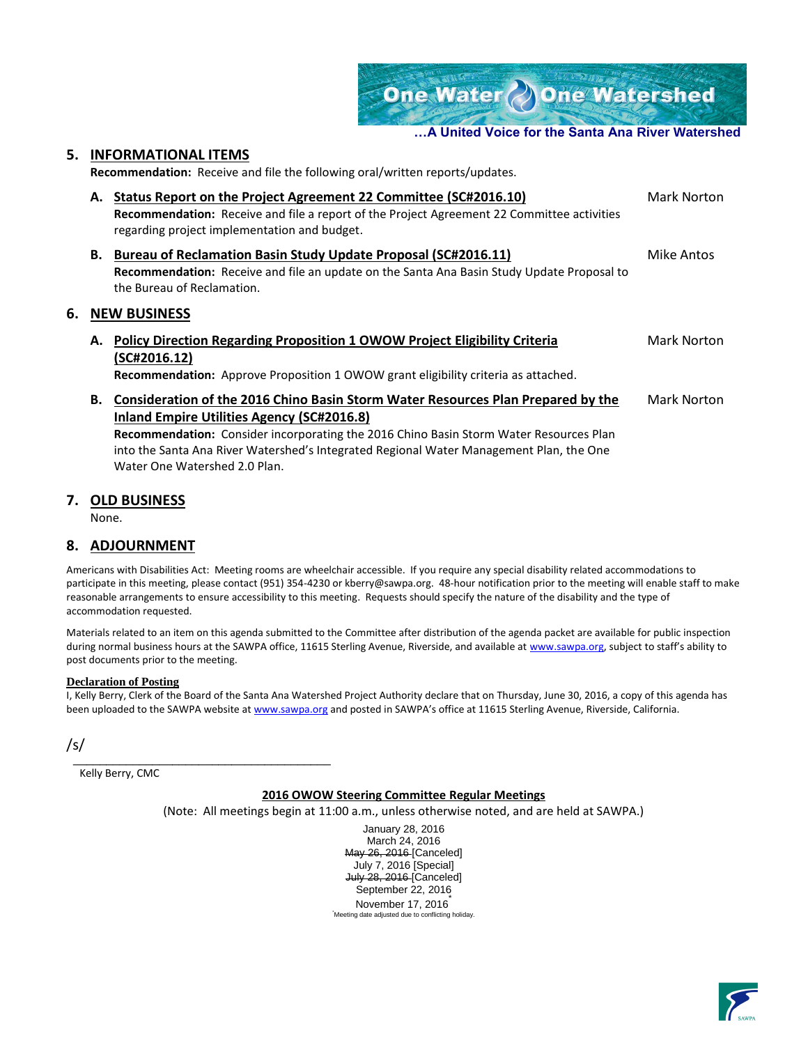**One Water One Watershed**

**…A United Voice for the Santa Ana River Watershed**

## 5. INFORMATIONAL ITEMS

**Recommendation:** Receive and file the following oral/written reports/updates.

**A. Status Report on the Project Agreement 22 Committee (SC#2016.10)** — Mark Norton

**Recommendation:** Receive and file a report of the Project Agreement 22 Committee activities regarding project implementation and budget.

**B. Bureau of Reclamation Basin Study Update Proposal (SC#2016.11)** — Mike Antos

**Recommendation:** Receive and file an update on the Santa Ana Basin Study Update Proposal to the Bureau of Reclamation.

## 6. NEW BUSINESS

**A. Policy Direction Regarding Proposition 1 OWOW Project Eligibility Criteria (SC#2016.12)** — Mark Norton

**Recommendation:** Approve Proposition 1 OWOW grant eligibility criteria as attached.

**B. Consideration of the 2016 Chino Basin Storm Water Resources Plan Prepared by the Inland Empire Utilities Agency (SC#2016.8)** — Mark Norton

**Recommendation:** Consider incorporating the 2016 Chino Basin Storm Water Resources Plan into the Santa Ana River Watershed's Integrated Regional Water Management Plan, the One Water One Watershed 2.0 Plan.

## 7. OLD BUSINESS

None.

## 8. ADJOURNMENT

Americans with Disabilities Act: Meeting rooms are wheelchair accessible. If you require any special disability related accommodations to participate in this meeting, please contact (951) 354-4230 or kberry@sawpa.org. 48-hour notification prior to the meeting will enable staff to make reasonable arrangements to ensure accessibility to this meeting. Requests should specify the nature of the disability and the type of accommodation requested.

Materials related to an item on this agenda submitted to the Committee after distribution of the agenda packet are available for public inspection during normal business hours at the SAWPA office, 11615 Sterling Avenue, Riverside, and available at www.sawpa.org, subject to staff's ability to post documents prior to the meeting.

**Declaration of Posting**

I, Kelly Berry, Clerk of the Board of the Santa Ana Watershed Project Authority declare that on Thursday, June 30, 2016, a copy of this agenda has been uploaded to the SAWPA website at www.sawpa.org and posted in SAWPA's office at 11615 Sterling Avenue, Riverside, California.

/s/

Kelly Berry, CMC

**2016 OWOW Steering Committee Regular Meetings**

(Note: All meetings begin at 11:00 a.m., unless otherwise noted, and are held at SAWPA.)

January 28, 2016
March 24, 2016
~~May 26, 2016~~ [Canceled]
July 7, 2016 [Special]
~~July 28, 2016~~ [Canceled]
September 22, 2016
November 17, 2016*

*Meeting date adjusted due to conflicting holiday.